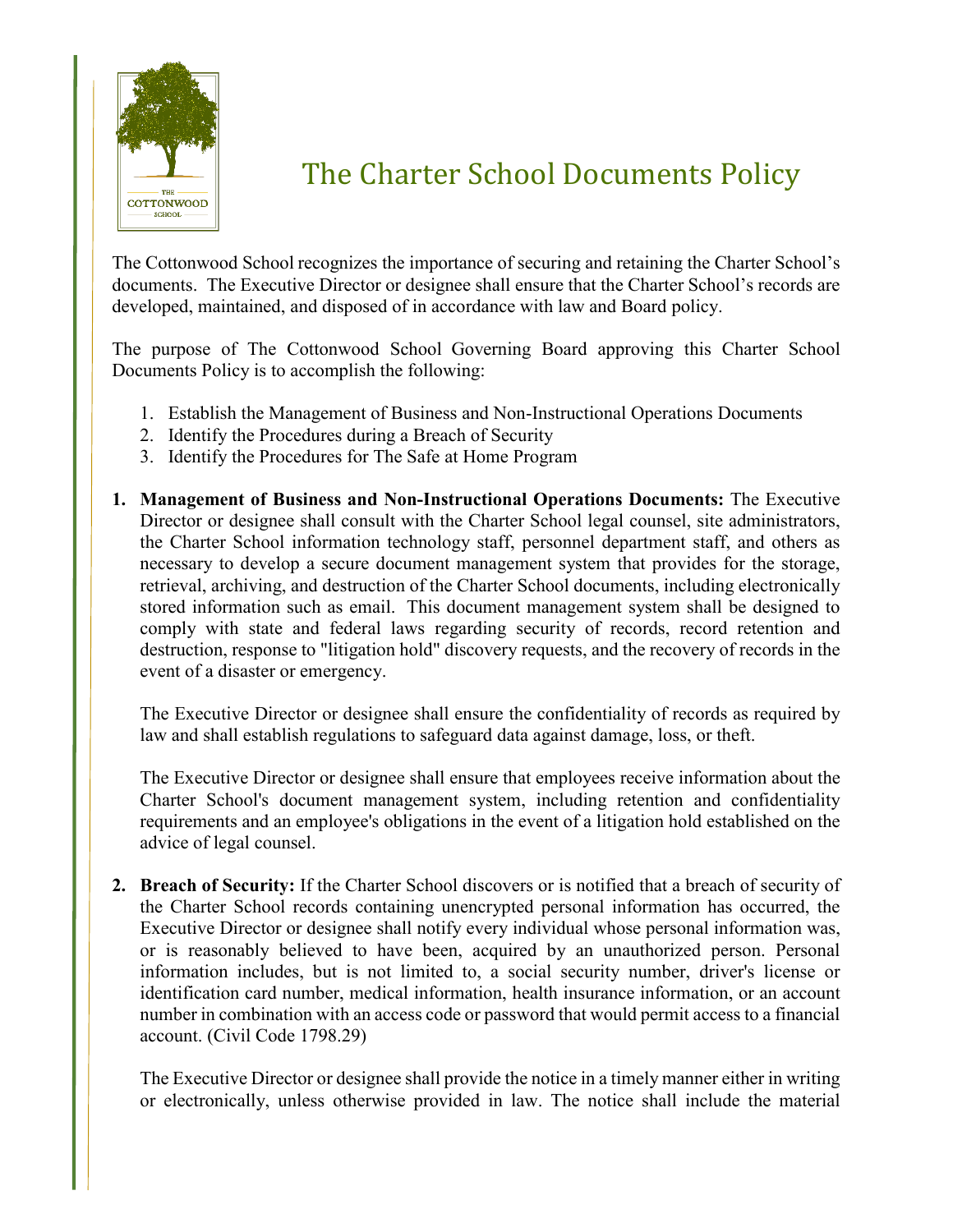# The Charter School Documents Policy

The Cottonwood School recognizes the importance of securing and retaining the Charter School's documents. The Executive Director or designee shall ensure that the Charter School's records are developed, maintained, and disposed of in accordance with law and Board policy.

The purpose of The Cottonwood School Governing Board approving this Charter School Documents Policy is to accomplish the following:

1. Establish the Management of Business and Non-Instructional Operations Documents
2. Identify the Procedures during a Breach of Security
3. Identify the Procedures for The Safe at Home Program

1. **Management of Business and Non-Instructional Operations Documents:** The Executive Director or designee shall consult with the Charter School legal counsel, site administrators, the Charter School information technology staff, personnel department staff, and others as necessary to develop a secure document management system that provides for the storage, retrieval, archiving, and destruction of the Charter School documents, including electronically stored information such as email. This document management system shall be designed to comply with state and federal laws regarding security of records, record retention and destruction, response to "litigation hold" discovery requests, and the recovery of records in the event of a disaster or emergency.

   The Executive Director or designee shall ensure the confidentiality of records as required by law and shall establish regulations to safeguard data against damage, loss, or theft.

   The Executive Director or designee shall ensure that employees receive information about the Charter School's document management system, including retention and confidentiality requirements and an employee's obligations in the event of a litigation hold established on the advice of legal counsel.

2. **Breach of Security:** If the Charter School discovers or is notified that a breach of security of the Charter School records containing unencrypted personal information has occurred, the Executive Director or designee shall notify every individual whose personal information was, or is reasonably believed to have been, acquired by an unauthorized person. Personal information includes, but is not limited to, a social security number, driver's license or identification card number, medical information, health insurance information, or an account number in combination with an access code or password that would permit access to a financial account. (Civil Code 1798.29)

   The Executive Director or designee shall provide the notice in a timely manner either in writing or electronically, unless otherwise provided in law. The notice shall include the material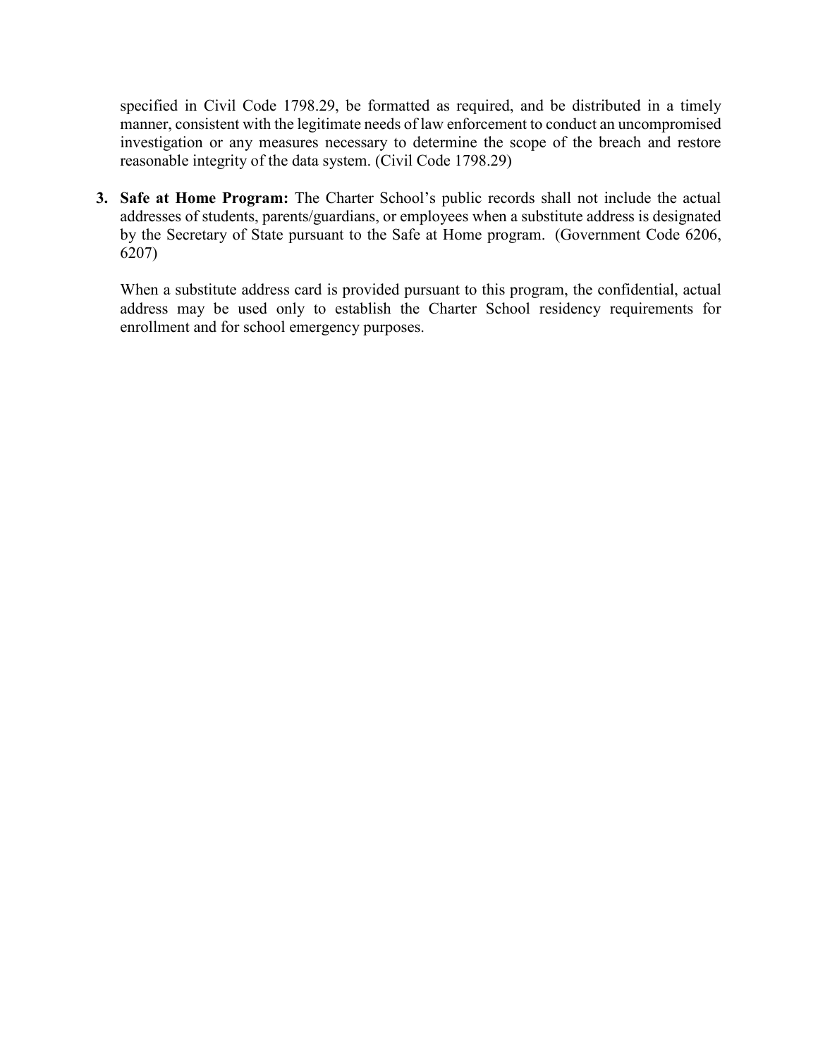specified in Civil Code 1798.29, be formatted as required, and be distributed in a timely manner, consistent with the legitimate needs of law enforcement to conduct an uncompromised investigation or any measures necessary to determine the scope of the breach and restore reasonable integrity of the data system. (Civil Code 1798.29)

3. **Safe at Home Program:** The Charter School's public records shall not include the actual addresses of students, parents/guardians, or employees when a substitute address is designated by the Secretary of State pursuant to the Safe at Home program. (Government Code 6206, 6207)

   When a substitute address card is provided pursuant to this program, the confidential, actual address may be used only to establish the Charter School residency requirements for enrollment and for school emergency purposes.